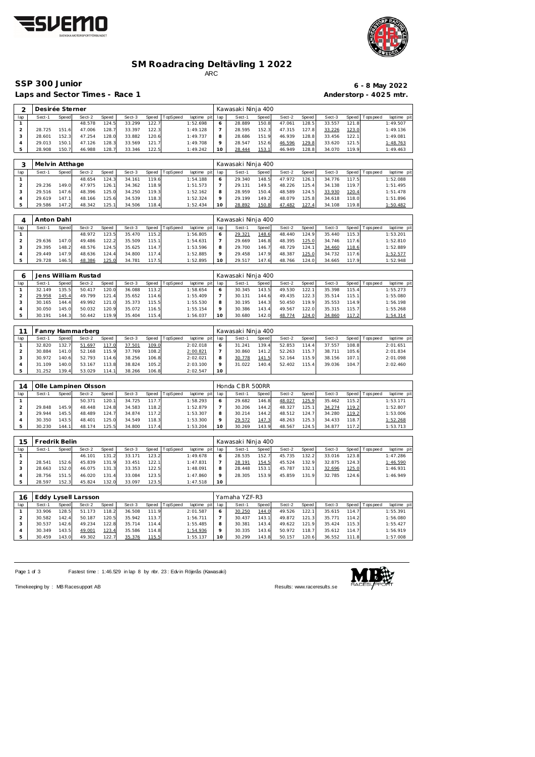# SM Roadracing Deltävling 1 2022

ARC

## SSP 300 Junior

**6 - 8 May 2022**

### Laps and Sector Times - Race 1

**Anderstorp - 4025 mtr.**

| 2 | Desirée Sterner | | | | | | | | Kawasaki Ninja 400 | | | | | | | | | |
|---|---|---|---|---|---|---|---|---|---|---|---|---|---|---|---|---|---|---|
| lap | Sect-1 | Speed | Sect-2 | Speed | Sect-3 | Speed | TopSpeed | laptime pit | lap | Sect-1 | Speed | Sect-2 | Speed | Sect-3 | Speed | Topspeed | laptime pit |
| 1 | | | 48.578 | 124.5 | 33.299 | 122.7 | | 1:52.698 | 6 | 28.889 | 150.8 | 47.061 | 128.5 | 33.557 | 121.8 | | 1:49.507 |
| 2 | 28.725 | 151.6 | 47.006 | 128.7 | 33.397 | 122.3 | | 1:49.128 | 7 | 28.595 | 152.3 | 47.315 | 127.8 | 33.226 | 123.0 | | 1:49.136 |
| 3 | 28.601 | 152.3 | 47.254 | 128.0 | 33.882 | 120.6 | | 1:49.737 | 8 | 28.686 | 151.9 | 46.939 | 128.8 | 33.456 | 122.1 | | 1:49.081 |
| 4 | 29.013 | 150.1 | 47.126 | 128.3 | 33.569 | 121.7 | | 1:49.708 | 9 | 28.547 | 152.6 | 46.596 | 129.8 | 33.620 | 121.5 | | 1:48.763 |
| 5 | 28.908 | 150.7 | 46.988 | 128.7 | 33.346 | 122.5 | | 1:49.242 | 10 | 28.444 | 153.1 | 46.949 | 128.8 | 34.070 | 119.9 | | 1:49.463 |

| 3 | Melvin Atthage | | | | | | | | Kawasaki Ninja 400 | | | | | | | | | |
|---|---|---|---|---|---|---|---|---|---|---|---|---|---|---|---|---|---|---|
| lap | Sect-1 | Speed | Sect-2 | Speed | Sect-3 | Speed | TopSpeed | laptime pit | lap | Sect-1 | Speed | Sect-2 | Speed | Sect-3 | Speed | Topspeed | laptime pit |
| 1 | | | 48.654 | 124.3 | 34.161 | 119.6 | | 1:54.188 | 6 | 29.340 | 148.5 | 47.972 | 126.1 | 34.776 | 117.5 | | 1:52.088 |
| 2 | 29.236 | 149.0 | 47.975 | 126.1 | 34.362 | 118.9 | | 1:51.573 | 7 | 29.131 | 149.5 | 48.226 | 125.4 | 34.138 | 119.7 | | 1:51.495 |
| 3 | 29.516 | 147.6 | 48.396 | 125.0 | 34.250 | 119.3 | | 1:52.162 | 8 | 28.959 | 150.4 | 48.589 | 124.5 | 33.930 | 120.4 | | 1:51.478 |
| 4 | 29.619 | 147.1 | 48.166 | 125.6 | 34.539 | 118.3 | | 1:52.324 | 9 | 29.199 | 149.2 | 48.079 | 125.8 | 34.618 | 118.0 | | 1:51.896 |
| 5 | 29.586 | 147.2 | 48.342 | 125.1 | 34.506 | 118.4 | | 1:52.434 | 10 | 28.892 | 150.8 | 47.482 | 127.4 | 34.108 | 119.8 | | 1:50.482 |

| 4 | Anton Dahl | | | | | | | | Kawasaki Ninja 400 | | | | | | | | | |
|---|---|---|---|---|---|---|---|---|---|---|---|---|---|---|---|---|---|---|
| lap | Sect-1 | Speed | Sect-2 | Speed | Sect-3 | Speed | TopSpeed | laptime pit | lap | Sect-1 | Speed | Sect-2 | Speed | Sect-3 | Speed | Topspeed | laptime pit |
| 1 | | | 48.972 | 123.5 | 35.470 | 115.2 | | 1:56.805 | 6 | 29.321 | 148.6 | 48.440 | 124.9 | 35.440 | 115.3 | | 1:53.201 |
| 2 | 29.636 | 147.0 | 49.486 | 122.2 | 35.509 | 115.1 | | 1:54.631 | 7 | 29.669 | 146.8 | 48.395 | 125.0 | 34.746 | 117.6 | | 1:52.810 |
| 3 | 29.395 | 148.2 | 48.576 | 124.5 | 35.625 | 114.7 | | 1:53.596 | 8 | 29.700 | 146.7 | 48.729 | 124.1 | 34.460 | 118.6 | | 1:52.889 |
| 4 | 29.449 | 147.9 | 48.636 | 124.4 | 34.800 | 117.4 | | 1:52.885 | 9 | 29.458 | 147.9 | 48.387 | 125.0 | 34.732 | 117.6 | | 1:52.577 |
| 5 | 29.728 | 146.5 | 48.386 | 125.0 | 34.781 | 117.5 | | 1:52.895 | 10 | 29.517 | 147.6 | 48.766 | 124.0 | 34.665 | 117.9 | | 1:52.948 |

| 6 | Jens William Rustad | | | | | | | | Kawasaki Ninja 400 | | | | | | | | | |
|---|---|---|---|---|---|---|---|---|---|---|---|---|---|---|---|---|---|---|
| lap | Sect-1 | Speed | Sect-2 | Speed | Sect-3 | Speed | TopSpeed | laptime pit | lap | Sect-1 | Speed | Sect-2 | Speed | Sect-3 | Speed | Topspeed | laptime pit |
| 1 | 32.149 | 135.5 | 50.417 | 120.0 | 36.088 | 113.2 | | 1:58.654 | 6 | 30.345 | 143.5 | 49.530 | 122.1 | 35.398 | 115.4 | | 1:55.273 |
| 2 | 29.958 | 145.4 | 49.799 | 121.4 | 35.652 | 114.6 | | 1:55.409 | 7 | 30.131 | 144.6 | 49.435 | 122.3 | 35.514 | 115.1 | | 1:55.080 |
| 3 | 30.165 | 144.4 | 49.992 | 121.0 | 35.373 | 115.5 | | 1:55.530 | 8 | 30.195 | 144.3 | 50.450 | 119.9 | 35.553 | 114.9 | | 1:56.198 |
| 4 | 30.050 | 145.0 | 50.032 | 120.9 | 35.072 | 116.5 | | 1:55.154 | 9 | 30.386 | 143.4 | 49.567 | 122.0 | 35.315 | 115.7 | | 1:55.268 |
| 5 | 30.191 | 144.3 | 50.442 | 119.9 | 35.404 | 115.4 | | 1:56.037 | 10 | 30.680 | 142.0 | 48.774 | 124.0 | 34.860 | 117.2 | | 1:54.314 |

| 11 | Fanny Hammarberg | | | | | | | | Kawasaki Ninja 400 | | | | | | | | | |
|---|---|---|---|---|---|---|---|---|---|---|---|---|---|---|---|---|---|---|
| lap | Sect-1 | Speed | Sect-2 | Speed | Sect-3 | Speed | TopSpeed | laptime pit | lap | Sect-1 | Speed | Sect-2 | Speed | Sect-3 | Speed | Topspeed | laptime pit |
| 1 | 32.820 | 132.7 | 51.697 | 117.0 | 37.501 | 109.0 | | 2:02.018 | 6 | 31.241 | 139.4 | 52.853 | 114.4 | 37.557 | 108.8 | | 2:01.651 |
| 2 | 30.884 | 141.0 | 52.168 | 115.9 | 37.769 | 108.2 | | 2:00.821 | 7 | 30.860 | 141.2 | 52.263 | 115.7 | 38.711 | 105.6 | | 2:01.834 |
| 3 | 30.972 | 140.6 | 52.793 | 114.6 | 38.256 | 106.8 | | 2:02.021 | 8 | 30.778 | 141.5 | 52.164 | 115.9 | 38.156 | 107.1 | | 2:01.098 |
| 4 | 31.109 | 140.0 | 53.167 | 113.8 | 38.824 | 105.2 | | 2:03.100 | 9 | 31.022 | 140.4 | 52.402 | 115.4 | 39.036 | 104.7 | | 2:02.460 |
| 5 | 31.252 | 139.4 | 53.029 | 114.1 | 38.266 | 106.8 | | 2:02.547 | 10 | | | | | | | | |

| 14 | Olle Lampinen Olsson | | | | | | | | Honda CBR 500RR | | | | | | | | | |
|---|---|---|---|---|---|---|---|---|---|---|---|---|---|---|---|---|---|---|
| lap | Sect-1 | Speed | Sect-2 | Speed | Sect-3 | Speed | TopSpeed | laptime pit | lap | Sect-1 | Speed | Sect-2 | Speed | Sect-3 | Speed | Topspeed | laptime pit |
| 1 | | | 50.371 | 120.1 | 34.725 | 117.7 | | 1:58.293 | 6 | 29.682 | 146.8 | 48.027 | 125.9 | 35.462 | 115.2 | | 1:53.171 |
| 2 | 29.848 | 145.9 | 48.448 | 124.8 | 34.583 | 118.2 | | 1:52.879 | 7 | 30.206 | 144.2 | 48.327 | 125.1 | 34.274 | 119.2 | | 1:52.807 |
| 3 | 29.944 | 145.5 | 48.489 | 124.7 | 34.874 | 117.2 | | 1:53.307 | 8 | 30.214 | 144.2 | 48.512 | 124.7 | 34.280 | 119.2 | | 1:53.006 |
| 4 | 30.350 | 143.5 | 48.401 | 125.0 | 34.549 | 118.3 | | 1:53.300 | 9 | 29.572 | 147.3 | 48.263 | 125.3 | 34.433 | 118.7 | | 1:52.268 |
| 5 | 30.230 | 144.1 | 48.174 | 125.5 | 34.800 | 117.4 | | 1:53.204 | 10 | 30.269 | 143.9 | 48.567 | 124.5 | 34.877 | 117.2 | | 1:53.713 |

| 15 | Fredrik Belin | | | | | | | | Kawasaki Ninja 400 | | | | | | | | | |
|---|---|---|---|---|---|---|---|---|---|---|---|---|---|---|---|---|---|---|
| lap | Sect-1 | Speed | Sect-2 | Speed | Sect-3 | Speed | TopSpeed | laptime pit | lap | Sect-1 | Speed | Sect-2 | Speed | Sect-3 | Speed | Topspeed | laptime pit |
| 1 | | | 46.101 | 131.2 | 33.171 | 123.2 | | 1:49.678 | 6 | 28.535 | 152.7 | 45.735 | 132.2 | 33.016 | 123.8 | | 1:47.286 |
| 2 | 28.541 | 152.6 | 45.839 | 131.9 | 33.451 | 122.1 | | 1:47.831 | 7 | 28.191 | 154.5 | 45.524 | 132.9 | 32.875 | 124.3 | | 1:46.590 |
| 3 | 28.663 | 152.0 | 46.075 | 131.3 | 33.353 | 122.5 | | 1:48.091 | 8 | 28.448 | 153.1 | 45.787 | 132.1 | 32.696 | 125.0 | | 1:46.931 |
| 4 | 28.756 | 151.5 | 46.020 | 131.4 | 33.084 | 123.5 | | 1:47.860 | 9 | 28.305 | 153.9 | 45.859 | 131.9 | 32.785 | 124.6 | | 1:46.949 |
| 5 | 28.597 | 152.3 | 45.824 | 132.0 | 33.097 | 123.5 | | 1:47.518 | 10 | | | | | | | | |

| 16 | Eddy Lysell Larsson | | | | | | | | Yamaha YZF-R3 | | | | | | | | | |
|---|---|---|---|---|---|---|---|---|---|---|---|---|---|---|---|---|---|---|
| lap | Sect-1 | Speed | Sect-2 | Speed | Sect-3 | Speed | TopSpeed | laptime pit | lap | Sect-1 | Speed | Sect-2 | Speed | Sect-3 | Speed | Topspeed | laptime pit |
| 1 | 33.906 | 128.5 | 51.173 | 118.2 | 36.508 | 111.9 | | 2:01.587 | 6 | 30.250 | 144.0 | 49.526 | 122.1 | 35.615 | 114.7 | | 1:55.391 |
| 2 | 30.582 | 142.4 | 50.187 | 120.5 | 35.942 | 113.7 | | 1:56.711 | 7 | 30.437 | 143.1 | 49.872 | 121.3 | 35.771 | 114.2 | | 1:56.080 |
| 3 | 30.537 | 142.6 | 49.234 | 122.8 | 35.714 | 114.4 | | 1:55.485 | 8 | 30.381 | 143.4 | 49.622 | 121.9 | 35.424 | 115.3 | | 1:55.427 |
| 4 | 30.349 | 143.5 | 49.001 | 123.4 | 35.586 | 114.8 | | 1:54.936 | 9 | 30.335 | 143.6 | 50.972 | 118.7 | 35.612 | 114.7 | | 1:56.919 |
| 5 | 30.459 | 143.0 | 49.302 | 122.7 | 35.376 | 115.5 | | 1:55.137 | 10 | 30.299 | 143.8 | 50.157 | 120.6 | 36.552 | 111.8 | | 1:57.008 |

Fastest time : 1:46.529 in lap 8 by nbr. 23 : Edvin Röjerås (Kawasaki)

Timekeeping by : MB Racesupport AB

Results: www.raceresults.se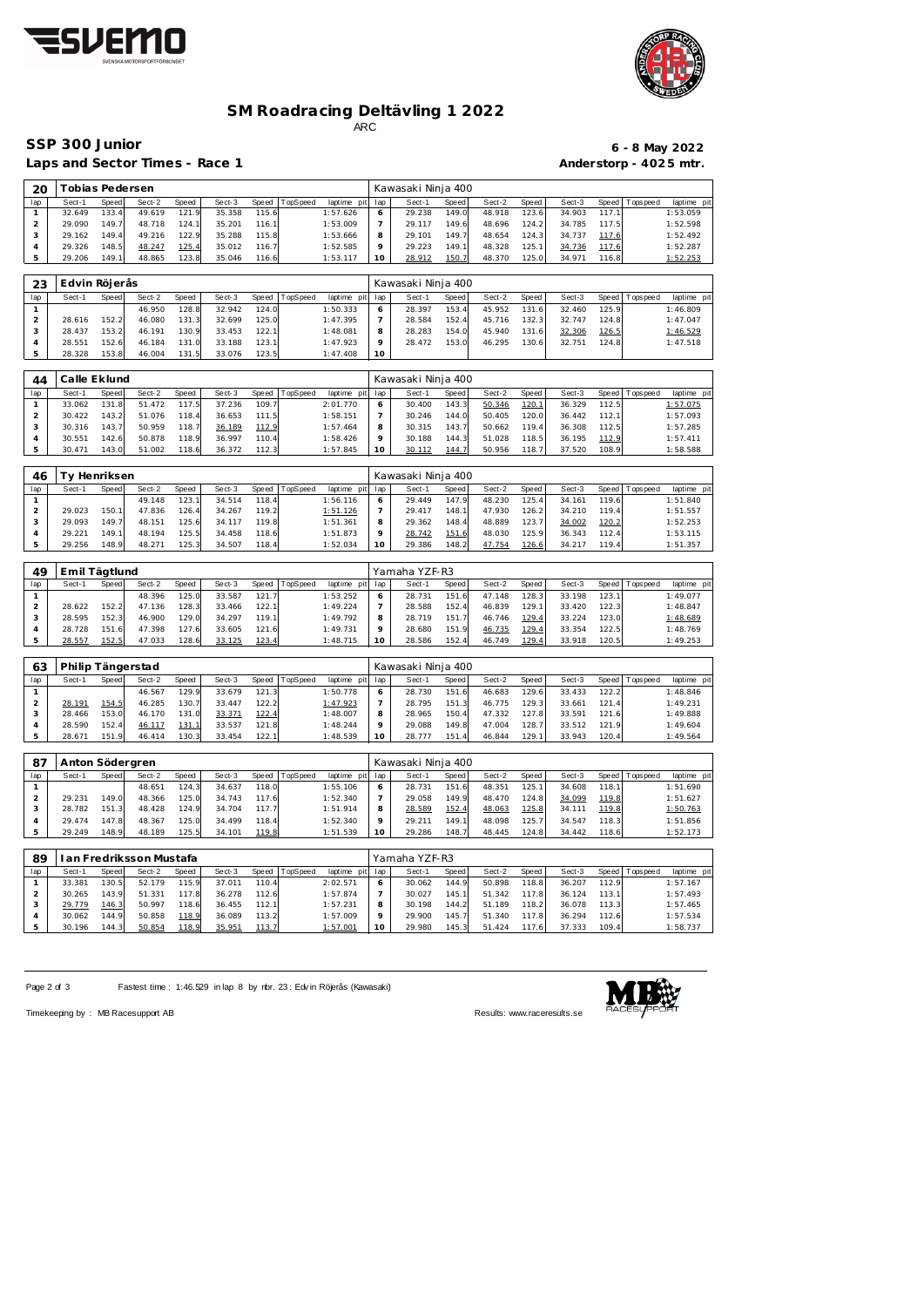# SM Roadracing Deltävling 1 2022

ARC

## SSP 300 Junior

6 - 8 May 2022

Laps and Sector Times - Race 1

Anderstorp - 4025 mtr.

### 20 Tobias Pedersen — Kawasaki Ninja 400

| lap | Sect-1 | Speed | Sect-2 | Speed | Sect-3 | Speed | TopSpeed | laptime pit | lap | Sect-1 | Speed | Sect-2 | Speed | Sect-3 | Speed | Topspeed | laptime pit |
|---|---|---|---|---|---|---|---|---|---|---|---|---|---|---|---|---|---|
| 1 | 32.649 | 133.4 | 49.619 | 121.9 | 35.358 | 115.6 | | 1:57.626 | 6 | 29.238 | 149.0 | 48.918 | 123.6 | 34.903 | 117.1 | | 1:53.059 |
| 2 | 29.090 | 149.7 | 48.718 | 124.1 | 35.201 | 116.1 | | 1:53.009 | 7 | 29.117 | 149.6 | 48.696 | 124.2 | 34.785 | 117.5 | | 1:52.598 |
| 3 | 29.162 | 149.4 | 49.216 | 122.9 | 35.288 | 115.8 | | 1:53.666 | 8 | 29.101 | 149.7 | 48.654 | 124.3 | 34.737 | 117.6 | | 1:52.492 |
| 4 | 29.326 | 148.5 | 48.247 | 125.4 | 35.012 | 116.7 | | 1:52.585 | 9 | 29.223 | 149.1 | 48.328 | 125.1 | 34.736 | 117.6 | | 1:52.287 |
| 5 | 29.206 | 149.1 | 48.865 | 123.8 | 35.046 | 116.6 | | 1:53.117 | 10 | 28.912 | 150.7 | 48.370 | 125.0 | 34.971 | 116.8 | | 1:52.253 |

### 23 Edvin Röjerås — Kawasaki Ninja 400

| lap | Sect-1 | Speed | Sect-2 | Speed | Sect-3 | Speed | TopSpeed | laptime pit | lap | Sect-1 | Speed | Sect-2 | Speed | Sect-3 | Speed | Topspeed | laptime pit |
|---|---|---|---|---|---|---|---|---|---|---|---|---|---|---|---|---|---|
| 1 | | | 46.950 | 128.8 | 32.942 | 124.0 | | 1:50.333 | 6 | 28.397 | 153.4 | 45.952 | 131.6 | 32.460 | 125.9 | | 1:46.809 |
| 2 | 28.616 | 152.2 | 46.080 | 131.3 | 32.699 | 125.0 | | 1:47.395 | 7 | 28.584 | 152.4 | 45.716 | 132.3 | 32.747 | 124.8 | | 1:47.047 |
| 3 | 28.437 | 153.2 | 46.191 | 130.9 | 33.453 | 122.1 | | 1:48.081 | 8 | 28.283 | 154.0 | 45.940 | 131.6 | 32.306 | 126.5 | | 1:46.529 |
| 4 | 28.551 | 152.6 | 46.184 | 131.0 | 33.188 | 123.1 | | 1:47.923 | 9 | 28.472 | 153.0 | 46.295 | 130.6 | 32.751 | 124.8 | | 1:47.518 |
| 5 | 28.328 | 153.8 | 46.004 | 131.5 | 33.076 | 123.5 | | 1:47.408 | 10 | | | | | | | | |

### 44 Calle Eklund — Kawasaki Ninja 400

| lap | Sect-1 | Speed | Sect-2 | Speed | Sect-3 | Speed | TopSpeed | laptime pit | lap | Sect-1 | Speed | Sect-2 | Speed | Sect-3 | Speed | Topspeed | laptime pit |
|---|---|---|---|---|---|---|---|---|---|---|---|---|---|---|---|---|---|
| 1 | 33.062 | 131.8 | 51.472 | 117.5 | 37.236 | 109.7 | | 2:01.770 | 6 | 30.400 | 143.3 | 50.346 | 120.1 | 36.329 | 112.5 | | 1:57.075 |
| 2 | 30.422 | 143.2 | 51.076 | 118.4 | 36.653 | 111.5 | | 1:58.151 | 7 | 30.246 | 144.0 | 50.405 | 120.0 | 36.442 | 112.1 | | 1:57.093 |
| 3 | 30.316 | 143.7 | 50.959 | 118.7 | 36.189 | 112.9 | | 1:57.464 | 8 | 30.315 | 143.7 | 50.662 | 119.4 | 36.308 | 112.5 | | 1:57.285 |
| 4 | 30.551 | 142.6 | 50.878 | 118.9 | 36.997 | 110.4 | | 1:58.426 | 9 | 30.188 | 144.3 | 51.028 | 118.5 | 36.195 | 112.9 | | 1:57.411 |
| 5 | 30.471 | 143.0 | 51.002 | 118.6 | 36.372 | 112.3 | | 1:57.845 | 10 | 30.112 | 144.7 | 50.956 | 118.7 | 37.520 | 108.9 | | 1:58.588 |

### 46 Ty Henriksen — Kawasaki Ninja 400

| lap | Sect-1 | Speed | Sect-2 | Speed | Sect-3 | Speed | TopSpeed | laptime pit | lap | Sect-1 | Speed | Sect-2 | Speed | Sect-3 | Speed | Topspeed | laptime pit |
|---|---|---|---|---|---|---|---|---|---|---|---|---|---|---|---|---|---|
| 1 | | | 49.148 | 123.1 | 34.514 | 118.4 | | 1:56.116 | 6 | 29.449 | 147.9 | 48.230 | 125.4 | 34.161 | 119.6 | | 1:51.840 |
| 2 | 29.023 | 150.1 | 47.836 | 126.4 | 34.267 | 119.2 | | 1:51.126 | 7 | 29.417 | 148.1 | 47.930 | 126.2 | 34.210 | 119.4 | | 1:51.557 |
| 3 | 29.093 | 149.7 | 48.151 | 125.6 | 34.117 | 119.8 | | 1:51.361 | 8 | 29.362 | 148.4 | 48.889 | 123.7 | 34.002 | 120.2 | | 1:52.253 |
| 4 | 29.221 | 149.1 | 48.194 | 125.5 | 34.458 | 118.6 | | 1:51.873 | 9 | 28.742 | 151.6 | 48.030 | 125.9 | 36.343 | 112.4 | | 1:53.115 |
| 5 | 29.256 | 148.9 | 48.271 | 125.3 | 34.507 | 118.4 | | 1:52.034 | 10 | 29.386 | 148.2 | 47.754 | 126.6 | 34.217 | 119.4 | | 1:51.357 |

### 49 Emil Tägtlund — Yamaha YZF-R3

| lap | Sect-1 | Speed | Sect-2 | Speed | Sect-3 | Speed | TopSpeed | laptime pit | lap | Sect-1 | Speed | Sect-2 | Speed | Sect-3 | Speed | Topspeed | laptime pit |
|---|---|---|---|---|---|---|---|---|---|---|---|---|---|---|---|---|---|
| 1 | | | 48.396 | 125.0 | 33.587 | 121.7 | | 1:53.252 | 6 | 28.731 | 151.6 | 47.148 | 128.3 | 33.198 | 123.1 | | 1:49.077 |
| 2 | 28.622 | 152.2 | 47.136 | 128.3 | 33.466 | 122.1 | | 1:49.224 | 7 | 28.588 | 152.4 | 46.839 | 129.1 | 33.420 | 122.3 | | 1:48.847 |
| 3 | 28.595 | 152.3 | 46.900 | 129.0 | 34.297 | 119.1 | | 1:49.792 | 8 | 28.719 | 151.7 | 46.746 | 129.4 | 33.224 | 123.0 | | 1:48.689 |
| 4 | 28.728 | 151.6 | 47.398 | 127.6 | 33.605 | 121.6 | | 1:49.731 | 9 | 28.680 | 151.9 | 46.735 | 129.4 | 33.354 | 122.5 | | 1:48.769 |
| 5 | 28.557 | 152.5 | 47.033 | 128.6 | 33.125 | 123.4 | | 1:48.715 | 10 | 28.586 | 152.4 | 46.749 | 129.4 | 33.918 | 120.5 | | 1:49.253 |

### 63 Philip Tängerstad — Kawasaki Ninja 400

| lap | Sect-1 | Speed | Sect-2 | Speed | Sect-3 | Speed | TopSpeed | laptime pit | lap | Sect-1 | Speed | Sect-2 | Speed | Sect-3 | Speed | Topspeed | laptime pit |
|---|---|---|---|---|---|---|---|---|---|---|---|---|---|---|---|---|---|
| 1 | | | 46.567 | 129.9 | 33.679 | 121.3 | | 1:50.778 | 6 | 28.730 | 151.6 | 46.683 | 129.6 | 33.433 | 122.2 | | 1:48.846 |
| 2 | 28.191 | 154.5 | 46.285 | 130.7 | 33.447 | 122.2 | | 1:47.923 | 7 | 28.795 | 151.3 | 46.775 | 129.3 | 33.661 | 121.4 | | 1:49.231 |
| 3 | 28.466 | 153.0 | 46.170 | 131.0 | 33.371 | 122.4 | | 1:48.007 | 8 | 28.965 | 150.4 | 47.332 | 127.8 | 33.591 | 121.6 | | 1:49.888 |
| 4 | 28.590 | 152.4 | 46.117 | 131.1 | 33.537 | 121.8 | | 1:48.244 | 9 | 29.088 | 149.8 | 47.004 | 128.7 | 33.512 | 121.9 | | 1:49.604 |
| 5 | 28.671 | 151.9 | 46.414 | 130.3 | 33.454 | 122.1 | | 1:48.539 | 10 | 28.777 | 151.4 | 46.844 | 129.1 | 33.943 | 120.4 | | 1:49.564 |

### 87 Anton Södergren — Kawasaki Ninja 400

| lap | Sect-1 | Speed | Sect-2 | Speed | Sect-3 | Speed | TopSpeed | laptime pit | lap | Sect-1 | Speed | Sect-2 | Speed | Sect-3 | Speed | Topspeed | laptime pit |
|---|---|---|---|---|---|---|---|---|---|---|---|---|---|---|---|---|---|
| 1 | | | 48.651 | 124.3 | 34.637 | 118.0 | | 1:55.106 | 6 | 28.731 | 151.6 | 48.351 | 125.1 | 34.608 | 118.1 | | 1:51.690 |
| 2 | 29.231 | 149.0 | 48.366 | 125.0 | 34.743 | 117.6 | | 1:52.340 | 7 | 29.058 | 149.9 | 48.470 | 124.8 | 34.099 | 119.8 | | 1:51.627 |
| 3 | 28.782 | 151.3 | 48.428 | 124.9 | 34.704 | 117.7 | | 1:51.914 | 8 | 28.589 | 152.4 | 48.063 | 125.8 | 34.111 | 119.8 | | 1:50.763 |
| 4 | 29.474 | 147.8 | 48.367 | 125.0 | 34.499 | 118.4 | | 1:52.340 | 9 | 29.211 | 149.1 | 48.098 | 125.7 | 34.547 | 118.3 | | 1:51.856 |
| 5 | 29.249 | 148.9 | 48.189 | 125.5 | 34.101 | 119.8 | | 1:51.539 | 10 | 29.286 | 148.7 | 48.445 | 124.8 | 34.442 | 118.6 | | 1:52.173 |

### 89 Ian Fredriksson Mustafa — Yamaha YZF-R3

| lap | Sect-1 | Speed | Sect-2 | Speed | Sect-3 | Speed | TopSpeed | laptime pit | lap | Sect-1 | Speed | Sect-2 | Speed | Sect-3 | Speed | Topspeed | laptime pit |
|---|---|---|---|---|---|---|---|---|---|---|---|---|---|---|---|---|---|
| 1 | 33.381 | 130.5 | 52.179 | 115.9 | 37.011 | 110.4 | | 2:02.571 | 6 | 30.062 | 144.9 | 50.898 | 118.8 | 36.207 | 112.9 | | 1:57.167 |
| 2 | 30.265 | 143.9 | 51.331 | 117.8 | 36.278 | 112.6 | | 1:57.874 | 7 | 30.027 | 145.1 | 51.342 | 117.8 | 36.124 | 113.1 | | 1:57.493 |
| 3 | 29.779 | 146.3 | 50.997 | 118.6 | 36.455 | 112.1 | | 1:57.231 | 8 | 30.198 | 144.2 | 51.189 | 118.2 | 36.078 | 113.3 | | 1:57.465 |
| 4 | 30.062 | 144.9 | 50.858 | 118.9 | 36.089 | 113.2 | | 1:57.009 | 9 | 29.900 | 145.7 | 51.340 | 117.8 | 36.294 | 112.6 | | 1:57.534 |
| 5 | 30.196 | 144.3 | 50.854 | 118.9 | 35.951 | 113.7 | | 1:57.001 | 10 | 29.980 | 145.3 | 51.424 | 117.6 | 37.333 | 109.4 | | 1:58.737 |

Fastest time : 1:46.529 in lap 8 by nbr. 23 : Edvin Röjerås (Kawasaki)

Timekeeping by : MB Racesupport AB

Results: www.raceresults.se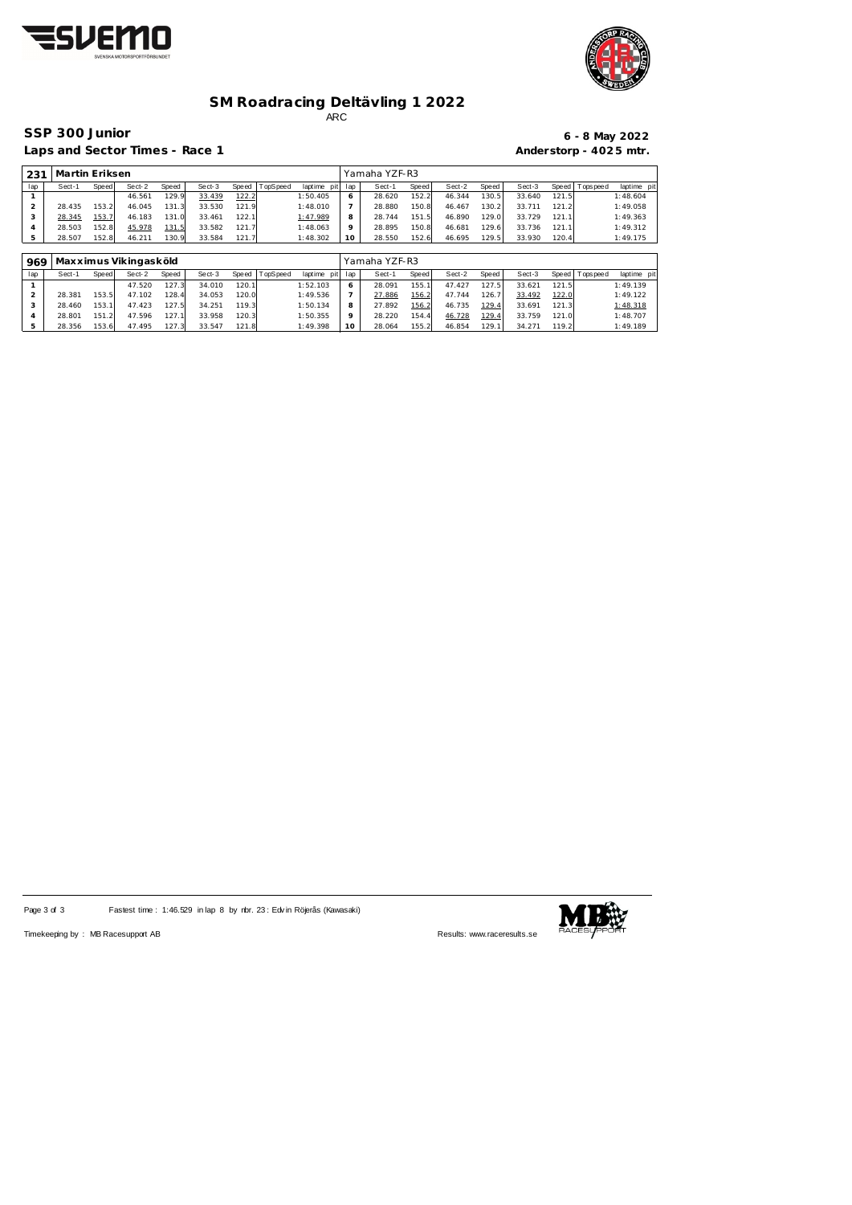# SM Roadracing Deltävling 1 2022

ARC

## SSP 300 Junior

**6 - 8 May 2022**

**Laps and Sector Times - Race 1**

**Anderstorp - 4025 mtr.**

| 231 | Martin Eriksen | | | | | | | | | Yamaha YZF-R3 | | | | | | | | |
|---|---|---|---|---|---|---|---|---|---|---|---|---|---|---|---|---|---|---|
| lap | Sect-1 | Speed | Sect-2 | Speed | Sect-3 | Speed | TopSpeed | laptime pit | lap | Sect-1 | Speed | Sect-2 | Speed | Sect-3 | Speed | Topspeed | laptime pit |
| 1 | | | 46.561 | 129.9 | 33.439 | 122.2 | | 1:50.405 | 6 | 28.620 | 152.2 | 46.344 | 130.5 | 33.640 | 121.5 | | 1:48.604 |
| 2 | 28.435 | 153.2 | 46.045 | 131.3 | 33.530 | 121.9 | | 1:48.010 | 7 | 28.880 | 150.8 | 46.467 | 130.2 | 33.711 | 121.2 | | 1:49.058 |
| 3 | 28.345 | 153.7 | 46.183 | 131.0 | 33.461 | 122.1 | | 1:47.989 | 8 | 28.744 | 151.5 | 46.890 | 129.0 | 33.729 | 121.1 | | 1:49.363 |
| 4 | 28.503 | 152.8 | 45.978 | 131.5 | 33.582 | 121.7 | | 1:48.063 | 9 | 28.895 | 150.8 | 46.681 | 129.6 | 33.736 | 121.1 | | 1:49.312 |
| 5 | 28.507 | 152.8 | 46.211 | 130.9 | 33.584 | 121.7 | | 1:48.302 | 10 | 28.550 | 152.6 | 46.695 | 129.5 | 33.930 | 120.4 | | 1:49.175 |

| 969 | Maxximus Vikingasköld | | | | | | | | | Yamaha YZF-R3 | | | | | | | | |
|---|---|---|---|---|---|---|---|---|---|---|---|---|---|---|---|---|---|---|
| lap | Sect-1 | Speed | Sect-2 | Speed | Sect-3 | Speed | TopSpeed | laptime pit | lap | Sect-1 | Speed | Sect-2 | Speed | Sect-3 | Speed | Topspeed | laptime pit |
| 1 | | | 47.520 | 127.3 | 34.010 | 120.1 | | 1:52.103 | 6 | 28.091 | 155.1 | 47.427 | 127.5 | 33.621 | 121.5 | | 1:49.139 |
| 2 | 28.381 | 153.5 | 47.102 | 128.4 | 34.053 | 120.0 | | 1:49.536 | 7 | 27.886 | 156.2 | 47.744 | 126.7 | 33.492 | 122.0 | | 1:49.122 |
| 3 | 28.460 | 153.1 | 47.423 | 127.5 | 34.251 | 119.3 | | 1:50.134 | 8 | 27.892 | 156.2 | 46.735 | 129.4 | 33.691 | 121.3 | | 1:48.318 |
| 4 | 28.801 | 151.2 | 47.596 | 127.1 | 33.958 | 120.3 | | 1:50.355 | 9 | 28.220 | 154.4 | 46.728 | 129.4 | 33.759 | 121.0 | | 1:48.707 |
| 5 | 28.356 | 153.6 | 47.495 | 127.3 | 33.547 | 121.8 | | 1:49.398 | 10 | 28.064 | 155.2 | 46.854 | 129.1 | 34.271 | 119.2 | | 1:49.189 |

Fastest time : 1:46.529 in lap 8 by nbr. 23 : Edvin Röjerås (Kawasaki)

Timekeeping by : MB Racesupport AB

Results: www.raceresults.se